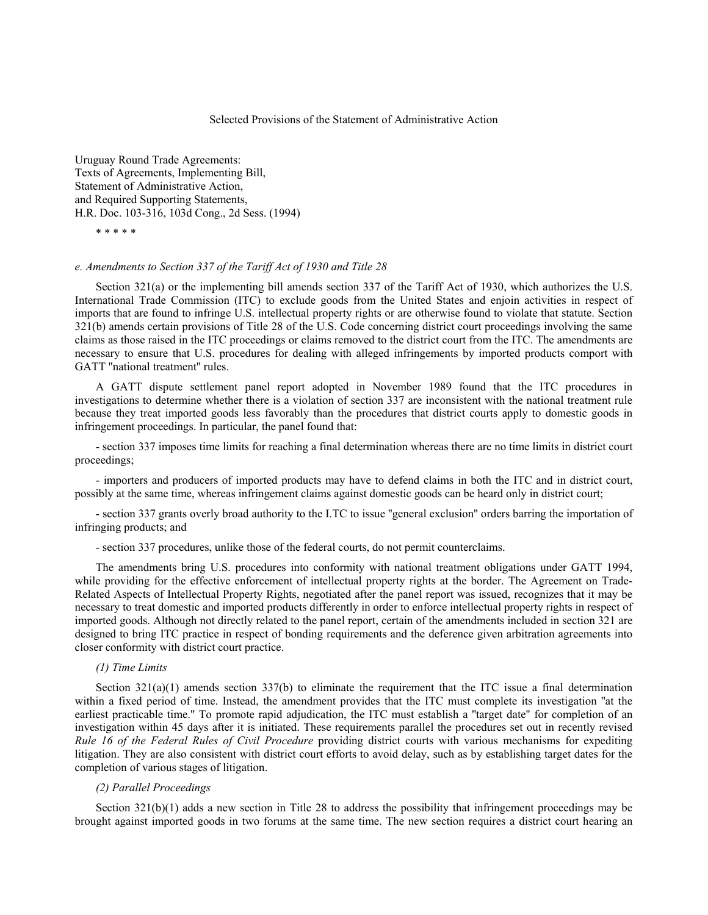Selected Provisions of the Statement of Administrative Action

Uruguay Round Trade Agreements:
Texts of Agreements, Implementing Bill,
Statement of Administrative Action,
and Required Supporting Statements,
H.R. Doc. 103-316, 103d Cong., 2d Sess. (1994)

\* \* \* \* \*

*e. Amendments to Section 337 of the Tariff Act of 1930 and Title 28*

Section 321(a) or the implementing bill amends section 337 of the Tariff Act of 1930, which authorizes the U.S. International Trade Commission (ITC) to exclude goods from the United States and enjoin activities in respect of imports that are found to infringe U.S. intellectual property rights or are otherwise found to violate that statute. Section 321(b) amends certain provisions of Title 28 of the U.S. Code concerning district court proceedings involving the same claims as those raised in the ITC proceedings or claims removed to the district court from the ITC. The amendments are necessary to ensure that U.S. procedures for dealing with alleged infringements by imported products comport with GATT "national treatment" rules.

A GATT dispute settlement panel report adopted in November 1989 found that the ITC procedures in investigations to determine whether there is a violation of section 337 are inconsistent with the national treatment rule because they treat imported goods less favorably than the procedures that district courts apply to domestic goods in infringement proceedings. In particular, the panel found that:

- section 337 imposes time limits for reaching a final determination whereas there are no time limits in district court proceedings;

- importers and producers of imported products may have to defend claims in both the ITC and in district court, possibly at the same time, whereas infringement claims against domestic goods can be heard only in district court;

- section 337 grants overly broad authority to the I.TC to issue "general exclusion" orders barring the importation of infringing products; and

- section 337 procedures, unlike those of the federal courts, do not permit counterclaims.

The amendments bring U.S. procedures into conformity with national treatment obligations under GATT 1994, while providing for the effective enforcement of intellectual property rights at the border. The Agreement on Trade-Related Aspects of Intellectual Property Rights, negotiated after the panel report was issued, recognizes that it may be necessary to treat domestic and imported products differently in order to enforce intellectual property rights in respect of imported goods. Although not directly related to the panel report, certain of the amendments included in section 321 are designed to bring ITC practice in respect of bonding requirements and the deference given arbitration agreements into closer conformity with district court practice.

*(1) Time Limits*

Section 321(a)(1) amends section 337(b) to eliminate the requirement that the ITC issue a final determination within a fixed period of time. Instead, the amendment provides that the ITC must complete its investigation "at the earliest practicable time." To promote rapid adjudication, the ITC must establish a "target date" for completion of an investigation within 45 days after it is initiated. These requirements parallel the procedures set out in recently revised *Rule 16 of the Federal Rules of Civil Procedure* providing district courts with various mechanisms for expediting litigation. They are also consistent with district court efforts to avoid delay, such as by establishing target dates for the completion of various stages of litigation.

*(2) Parallel Proceedings*

Section 321(b)(1) adds a new section in Title 28 to address the possibility that infringement proceedings may be brought against imported goods in two forums at the same time. The new section requires a district court hearing an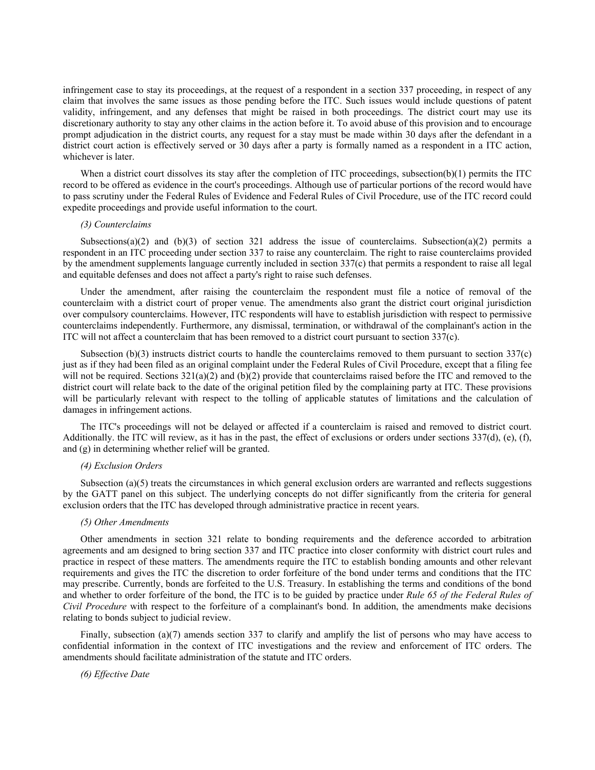infringement case to stay its proceedings, at the request of a respondent in a section 337 proceeding, in respect of any claim that involves the same issues as those pending before the ITC. Such issues would include questions of patent validity, infringement, and any defenses that might be raised in both proceedings. The district court may use its discretionary authority to stay any other claims in the action before it. To avoid abuse of this provision and to encourage prompt adjudication in the district courts, any request for a stay must be made within 30 days after the defendant in a district court action is effectively served or 30 days after a party is formally named as a respondent in a ITC action, whichever is later.

When a district court dissolves its stay after the completion of ITC proceedings, subsection(b)(1) permits the ITC record to be offered as evidence in the court's proceedings. Although use of particular portions of the record would have to pass scrutiny under the Federal Rules of Evidence and Federal Rules of Civil Procedure, use of the ITC record could expedite proceedings and provide useful information to the court.

*(3) Counterclaims*

Subsections(a)(2) and (b)(3) of section 321 address the issue of counterclaims. Subsection(a)(2) permits a respondent in an ITC proceeding under section 337 to raise any counterclaim. The right to raise counterclaims provided by the amendment supplements language currently included in section 337(c) that permits a respondent to raise all legal and equitable defenses and does not affect a party's right to raise such defenses.

Under the amendment, after raising the counterclaim the respondent must file a notice of removal of the counterclaim with a district court of proper venue. The amendments also grant the district court original jurisdiction over compulsory counterclaims. However, ITC respondents will have to establish jurisdiction with respect to permissive counterclaims independently. Furthermore, any dismissal, termination, or withdrawal of the complainant's action in the ITC will not affect a counterclaim that has been removed to a district court pursuant to section 337(c).

Subsection (b)(3) instructs district courts to handle the counterclaims removed to them pursuant to section 337(c) just as if they had been filed as an original complaint under the Federal Rules of Civil Procedure, except that a filing fee will not be required. Sections 321(a)(2) and (b)(2) provide that counterclaims raised before the ITC and removed to the district court will relate back to the date of the original petition filed by the complaining party at ITC. These provisions will be particularly relevant with respect to the tolling of applicable statutes of limitations and the calculation of damages in infringement actions.

The ITC's proceedings will not be delayed or affected if a counterclaim is raised and removed to district court. Additionally. the ITC will review, as it has in the past, the effect of exclusions or orders under sections 337(d), (e), (f), and (g) in determining whether relief will be granted.

*(4) Exclusion Orders*

Subsection (a)(5) treats the circumstances in which general exclusion orders are warranted and reflects suggestions by the GATT panel on this subject. The underlying concepts do not differ significantly from the criteria for general exclusion orders that the ITC has developed through administrative practice in recent years.

*(5) Other Amendments*

Other amendments in section 321 relate to bonding requirements and the deference accorded to arbitration agreements and am designed to bring section 337 and ITC practice into closer conformity with district court rules and practice in respect of these matters. The amendments require the ITC to establish bonding amounts and other relevant requirements and gives the ITC the discretion to order forfeiture of the bond under terms and conditions that the ITC may prescribe. Currently, bonds are forfeited to the U.S. Treasury. In establishing the terms and conditions of the bond and whether to order forfeiture of the bond, the ITC is to be guided by practice under *Rule 65 of the Federal Rules of Civil Procedure* with respect to the forfeiture of a complainant's bond. In addition, the amendments make decisions relating to bonds subject to judicial review.

Finally, subsection (a)(7) amends section 337 to clarify and amplify the list of persons who may have access to confidential information in the context of ITC investigations and the review and enforcement of ITC orders. The amendments should facilitate administration of the statute and ITC orders.

*(6) Effective Date*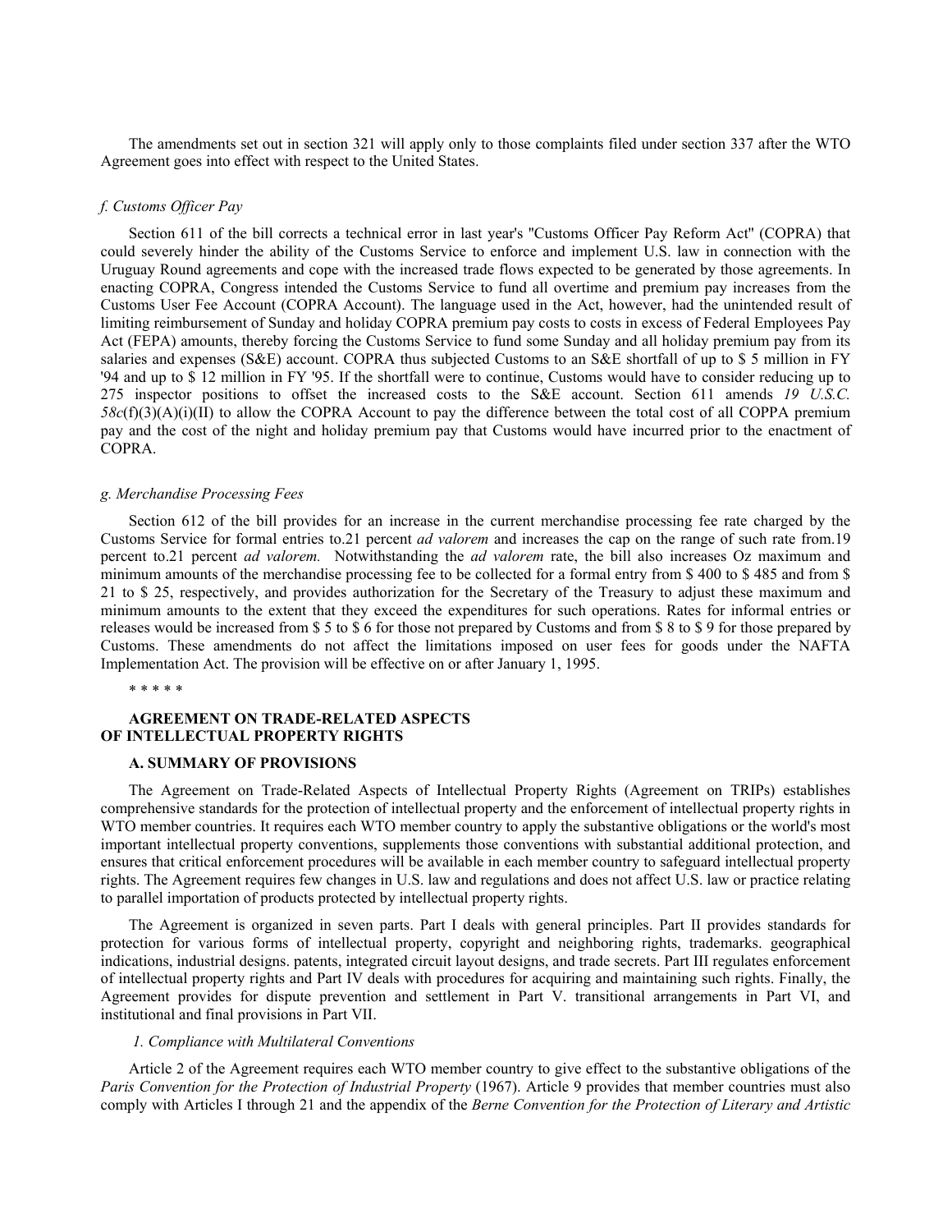The amendments set out in section 321 will apply only to those complaints filed under section 337 after the WTO Agreement goes into effect with respect to the United States.

*f. Customs Officer Pay*

Section 611 of the bill corrects a technical error in last year's "Customs Officer Pay Reform Act" (COPRA) that could severely hinder the ability of the Customs Service to enforce and implement U.S. law in connection with the Uruguay Round agreements and cope with the increased trade flows expected to be generated by those agreements. In enacting COPRA, Congress intended the Customs Service to fund all overtime and premium pay increases from the Customs User Fee Account (COPRA Account). The language used in the Act, however, had the unintended result of limiting reimbursement of Sunday and holiday COPRA premium pay costs to costs in excess of Federal Employees Pay Act (FEPA) amounts, thereby forcing the Customs Service to fund some Sunday and all holiday premium pay from its salaries and expenses (S&E) account. COPRA thus subjected Customs to an S&E shortfall of up to $ 5 million in FY '94 and up to $ 12 million in FY '95. If the shortfall were to continue, Customs would have to consider reducing up to 275 inspector positions to offset the increased costs to the S&E account. Section 611 amends *19 U.S.C. 58c*(f)(3)(A)(i)(II) to allow the COPRA Account to pay the difference between the total cost of all COPPA premium pay and the cost of the night and holiday premium pay that Customs would have incurred prior to the enactment of COPRA.

*g. Merchandise Processing Fees*

Section 612 of the bill provides for an increase in the current merchandise processing fee rate charged by the Customs Service for formal entries to.21 percent *ad valorem* and increases the cap on the range of such rate from.19 percent to.21 percent *ad valorem.* Notwithstanding the *ad valorem* rate, the bill also increases Oz maximum and minimum amounts of the merchandise processing fee to be collected for a formal entry from $ 400 to $ 485 and from $ 21 to $ 25, respectively, and provides authorization for the Secretary of the Treasury to adjust these maximum and minimum amounts to the extent that they exceed the expenditures for such operations. Rates for informal entries or releases would be increased from $ 5 to $ 6 for those not prepared by Customs and from $ 8 to $ 9 for those prepared by Customs. These amendments do not affect the limitations imposed on user fees for goods under the NAFTA Implementation Act. The provision will be effective on or after January 1, 1995.

* * * * *

**AGREEMENT ON TRADE-RELATED ASPECTS OF INTELLECTUAL PROPERTY RIGHTS**

**A. SUMMARY OF PROVISIONS**

The Agreement on Trade-Related Aspects of Intellectual Property Rights (Agreement on TRIPs) establishes comprehensive standards for the protection of intellectual property and the enforcement of intellectual property rights in WTO member countries. It requires each WTO member country to apply the substantive obligations or the world's most important intellectual property conventions, supplements those conventions with substantial additional protection, and ensures that critical enforcement procedures will be available in each member country to safeguard intellectual property rights. The Agreement requires few changes in U.S. law and regulations and does not affect U.S. law or practice relating to parallel importation of products protected by intellectual property rights.

The Agreement is organized in seven parts. Part I deals with general principles. Part II provides standards for protection for various forms of intellectual property, copyright and neighboring rights, trademarks. geographical indications, industrial designs. patents, integrated circuit layout designs, and trade secrets. Part III regulates enforcement of intellectual property rights and Part IV deals with procedures for acquiring and maintaining such rights. Finally, the Agreement provides for dispute prevention and settlement in Part V. transitional arrangements in Part VI, and institutional and final provisions in Part VII.

*1. Compliance with Multilateral Conventions*

Article 2 of the Agreement requires each WTO member country to give effect to the substantive obligations of the *Paris Convention for the Protection of Industrial Property* (1967). Article 9 provides that member countries must also comply with Articles I through 21 and the appendix of the *Berne Convention for the Protection of Literary and Artistic*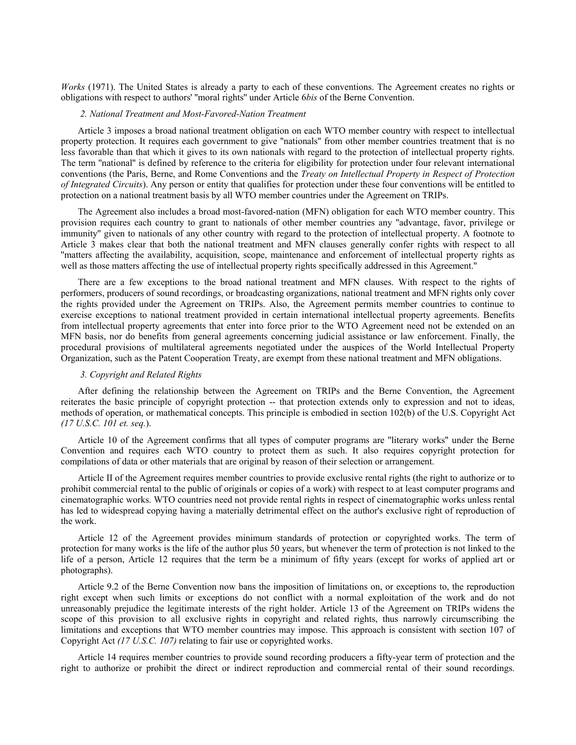*Works* (1971). The United States is already a party to each of these conventions. The Agreement creates no rights or obligations with respect to authors' "moral rights" under Article 6*bis* of the Berne Convention.

*2. National Treatment and Most-Favored-Nation Treatment*

Article 3 imposes a broad national treatment obligation on each WTO member country with respect to intellectual property protection. It requires each government to give "nationals" from other member countries treatment that is no less favorable than that which it gives to its own nationals with regard to the protection of intellectual property rights. The term "national" is defined by reference to the criteria for eligibility for protection under four relevant international conventions (the Paris, Berne, and Rome Conventions and the *Treaty on Intellectual Property in Respect of Protection of Integrated Circuits*). Any person or entity that qualifies for protection under these four conventions will be entitled to protection on a national treatment basis by all WTO member countries under the Agreement on TRIPs.

The Agreement also includes a broad most-favored-nation (MFN) obligation for each WTO member country. This provision requires each country to grant to nationals of other member countries any "advantage, favor, privilege or immunity" given to nationals of any other country with regard to the protection of intellectual property. A footnote to Article 3 makes clear that both the national treatment and MFN clauses generally confer rights with respect to all "matters affecting the availability, acquisition, scope, maintenance and enforcement of intellectual property rights as well as those matters affecting the use of intellectual property rights specifically addressed in this Agreement."

There are a few exceptions to the broad national treatment and MFN clauses. With respect to the rights of performers, producers of sound recordings, or broadcasting organizations, national treatment and MFN rights only cover the rights provided under the Agreement on TRIPs. Also, the Agreement permits member countries to continue to exercise exceptions to national treatment provided in certain international intellectual property agreements. Benefits from intellectual property agreements that enter into force prior to the WTO Agreement need not be extended on an MFN basis, nor do benefits from general agreements concerning judicial assistance or law enforcement. Finally, the procedural provisions of multilateral agreements negotiated under the auspices of the World Intellectual Property Organization, such as the Patent Cooperation Treaty, are exempt from these national treatment and MFN obligations.

*3. Copyright and Related Rights*

After defining the relationship between the Agreement on TRIPs and the Berne Convention, the Agreement reiterates the basic principle of copyright protection -- that protection extends only to expression and not to ideas, methods of operation, or mathematical concepts. This principle is embodied in section 102(b) of the U.S. Copyright Act *(17 U.S.C. 101 et. seq.*).

Article 10 of the Agreement confirms that all types of computer programs are "literary works" under the Berne Convention and requires each WTO country to protect them as such. It also requires copyright protection for compilations of data or other materials that are original by reason of their selection or arrangement.

Article II of the Agreement requires member countries to provide exclusive rental rights (the right to authorize or to prohibit commercial rental to the public of originals or copies of a work) with respect to at least computer programs and cinematographic works. WTO countries need not provide rental rights in respect of cinematographic works unless rental has led to widespread copying having a materially detrimental effect on the author's exclusive right of reproduction of the work.

Article 12 of the Agreement provides minimum standards of protection or copyrighted works. The term of protection for many works is the life of the author plus 50 years, but whenever the term of protection is not linked to the life of a person, Article 12 requires that the term be a minimum of fifty years (except for works of applied art or photographs).

Article 9.2 of the Berne Convention now bans the imposition of limitations on, or exceptions to, the reproduction right except when such limits or exceptions do not conflict with a normal exploitation of the work and do not unreasonably prejudice the legitimate interests of the right holder. Article 13 of the Agreement on TRIPs widens the scope of this provision to all exclusive rights in copyright and related rights, thus narrowly circumscribing the limitations and exceptions that WTO member countries may impose. This approach is consistent with section 107 of Copyright Act *(17 U.S.C. 107)* relating to fair use or copyrighted works.

Article 14 requires member countries to provide sound recording producers a fifty-year term of protection and the right to authorize or prohibit the direct or indirect reproduction and commercial rental of their sound recordings.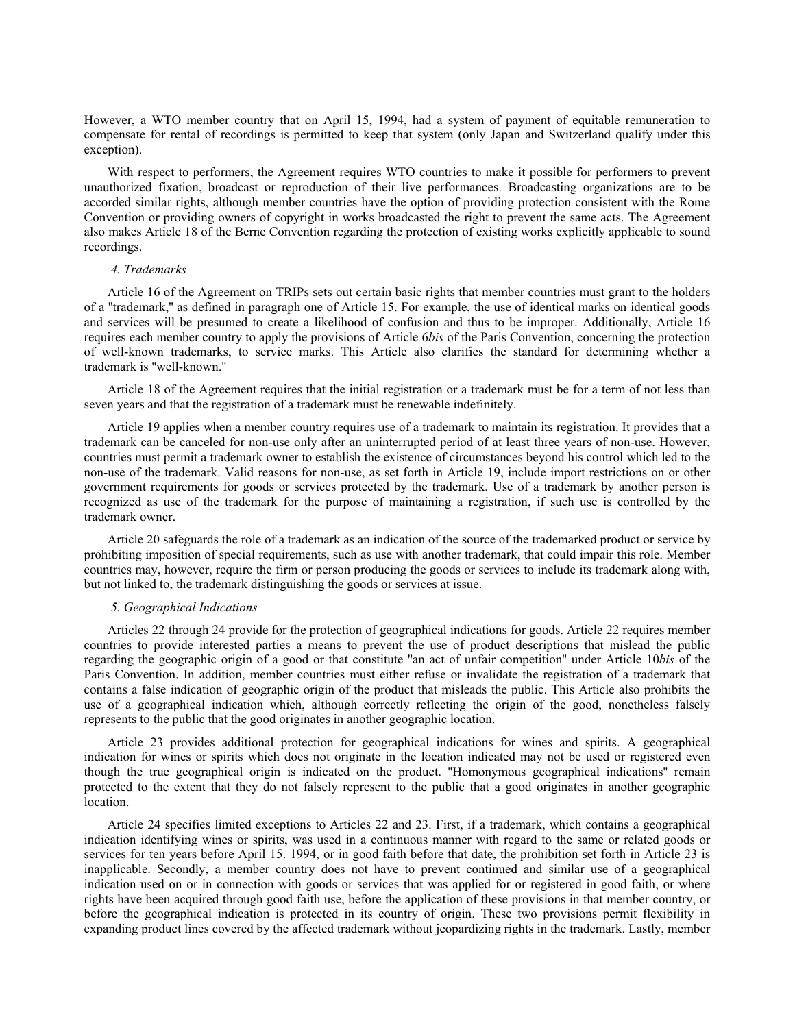However, a WTO member country that on April 15, 1994, had a system of payment of equitable remuneration to compensate for rental of recordings is permitted to keep that system (only Japan and Switzerland qualify under this exception).

With respect to performers, the Agreement requires WTO countries to make it possible for performers to prevent unauthorized fixation, broadcast or reproduction of their live performances. Broadcasting organizations are to be accorded similar rights, although member countries have the option of providing protection consistent with the Rome Convention or providing owners of copyright in works broadcasted the right to prevent the same acts. The Agreement also makes Article 18 of the Berne Convention regarding the protection of existing works explicitly applicable to sound recordings.

*4. Trademarks*

Article 16 of the Agreement on TRIPs sets out certain basic rights that member countries must grant to the holders of a "trademark," as defined in paragraph one of Article 15. For example, the use of identical marks on identical goods and services will be presumed to create a likelihood of confusion and thus to be improper. Additionally, Article 16 requires each member country to apply the provisions of Article 6*bis* of the Paris Convention, concerning the protection of well-known trademarks, to service marks. This Article also clarifies the standard for determining whether a trademark is "well-known."

Article 18 of the Agreement requires that the initial registration or a trademark must be for a term of not less than seven years and that the registration of a trademark must be renewable indefinitely.

Article 19 applies when a member country requires use of a trademark to maintain its registration. It provides that a trademark can be canceled for non-use only after an uninterrupted period of at least three years of non-use. However, countries must permit a trademark owner to establish the existence of circumstances beyond his control which led to the non-use of the trademark. Valid reasons for non-use, as set forth in Article 19, include import restrictions on or other government requirements for goods or services protected by the trademark. Use of a trademark by another person is recognized as use of the trademark for the purpose of maintaining a registration, if such use is controlled by the trademark owner.

Article 20 safeguards the role of a trademark as an indication of the source of the trademarked product or service by prohibiting imposition of special requirements, such as use with another trademark, that could impair this role. Member countries may, however, require the firm or person producing the goods or services to include its trademark along with, but not linked to, the trademark distinguishing the goods or services at issue.

*5. Geographical Indications*

Articles 22 through 24 provide for the protection of geographical indications for goods. Article 22 requires member countries to provide interested parties a means to prevent the use of product descriptions that mislead the public regarding the geographic origin of a good or that constitute "an act of unfair competition" under Article 10*bis* of the Paris Convention. In addition, member countries must either refuse or invalidate the registration of a trademark that contains a false indication of geographic origin of the product that misleads the public. This Article also prohibits the use of a geographical indication which, although correctly reflecting the origin of the good, nonetheless falsely represents to the public that the good originates in another geographic location.

Article 23 provides additional protection for geographical indications for wines and spirits. A geographical indication for wines or spirits which does not originate in the location indicated may not be used or registered even though the true geographical origin is indicated on the product. "Homonymous geographical indications" remain protected to the extent that they do not falsely represent to the public that a good originates in another geographic location.

Article 24 specifies limited exceptions to Articles 22 and 23. First, if a trademark, which contains a geographical indication identifying wines or spirits, was used in a continuous manner with regard to the same or related goods or services for ten years before April 15. 1994, or in good faith before that date, the prohibition set forth in Article 23 is inapplicable. Secondly, a member country does not have to prevent continued and similar use of a geographical indication used on or in connection with goods or services that was applied for or registered in good faith, or where rights have been acquired through good faith use, before the application of these provisions in that member country, or before the geographical indication is protected in its country of origin. These two provisions permit flexibility in expanding product lines covered by the affected trademark without jeopardizing rights in the trademark. Lastly, member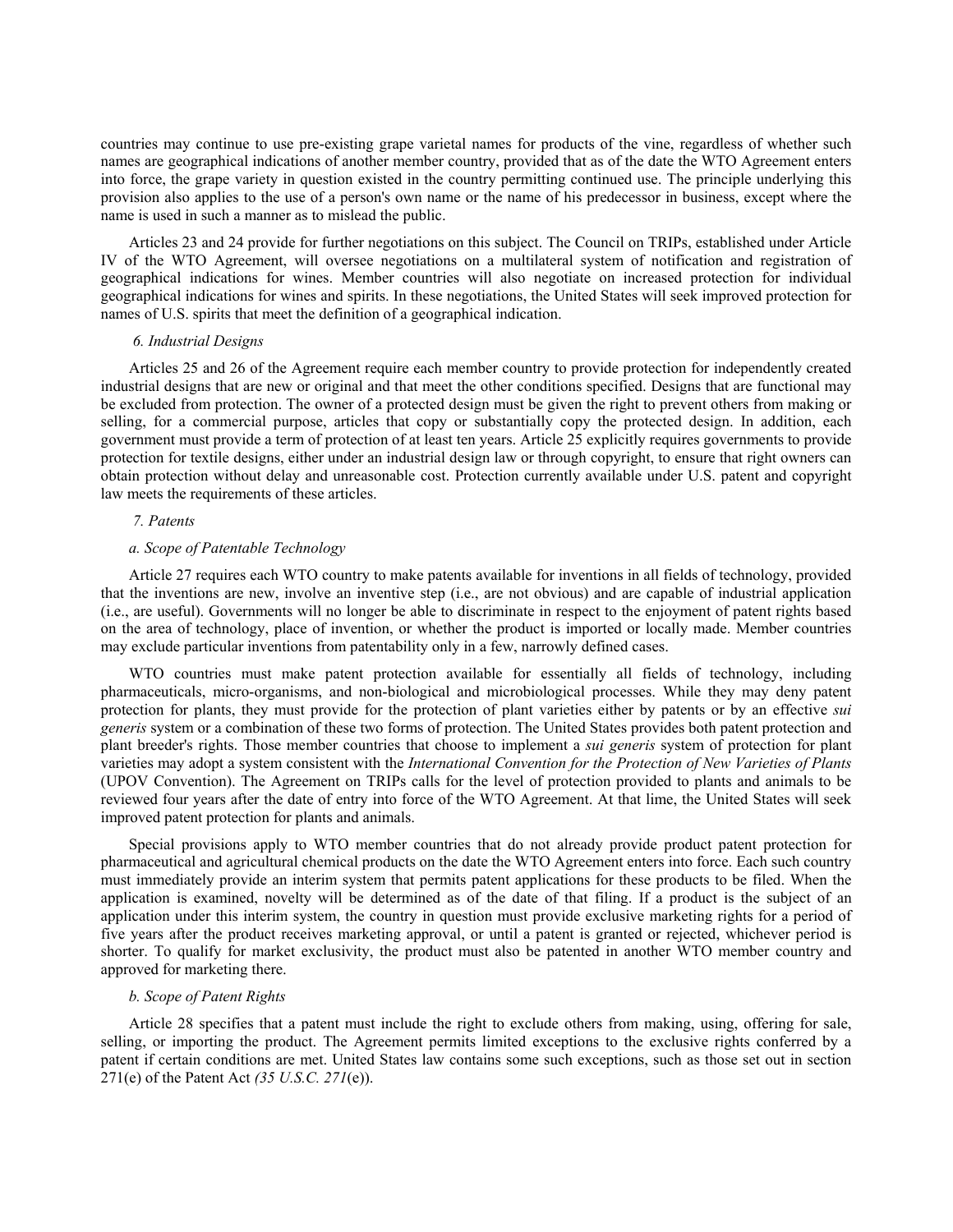countries may continue to use pre-existing grape varietal names for products of the vine, regardless of whether such names are geographical indications of another member country, provided that as of the date the WTO Agreement enters into force, the grape variety in question existed in the country permitting continued use. The principle underlying this provision also applies to the use of a person's own name or the name of his predecessor in business, except where the name is used in such a manner as to mislead the public.

Articles 23 and 24 provide for further negotiations on this subject. The Council on TRIPs, established under Article IV of the WTO Agreement, will oversee negotiations on a multilateral system of notification and registration of geographical indications for wines. Member countries will also negotiate on increased protection for individual geographical indications for wines and spirits. In these negotiations, the United States will seek improved protection for names of U.S. spirits that meet the definition of a geographical indication.

*6. Industrial Designs*

Articles 25 and 26 of the Agreement require each member country to provide protection for independently created industrial designs that are new or original and that meet the other conditions specified. Designs that are functional may be excluded from protection. The owner of a protected design must be given the right to prevent others from making or selling, for a commercial purpose, articles that copy or substantially copy the protected design. In addition, each government must provide a term of protection of at least ten years. Article 25 explicitly requires governments to provide protection for textile designs, either under an industrial design law or through copyright, to ensure that right owners can obtain protection without delay and unreasonable cost. Protection currently available under U.S. patent and copyright law meets the requirements of these articles.

*7. Patents*

*a. Scope of Patentable Technology*

Article 27 requires each WTO country to make patents available for inventions in all fields of technology, provided that the inventions are new, involve an inventive step (i.e., are not obvious) and are capable of industrial application (i.e., are useful). Governments will no longer be able to discriminate in respect to the enjoyment of patent rights based on the area of technology, place of invention, or whether the product is imported or locally made. Member countries may exclude particular inventions from patentability only in a few, narrowly defined cases.

WTO countries must make patent protection available for essentially all fields of technology, including pharmaceuticals, micro-organisms, and non-biological and microbiological processes. While they may deny patent protection for plants, they must provide for the protection of plant varieties either by patents or by an effective *sui generis* system or a combination of these two forms of protection. The United States provides both patent protection and plant breeder's rights. Those member countries that choose to implement a *sui generis* system of protection for plant varieties may adopt a system consistent with the *International Convention for the Protection of New Varieties of Plants* (UPOV Convention). The Agreement on TRIPs calls for the level of protection provided to plants and animals to be reviewed four years after the date of entry into force of the WTO Agreement. At that lime, the United States will seek improved patent protection for plants and animals.

Special provisions apply to WTO member countries that do not already provide product patent protection for pharmaceutical and agricultural chemical products on the date the WTO Agreement enters into force. Each such country must immediately provide an interim system that permits patent applications for these products to be filed. When the application is examined, novelty will be determined as of the date of that filing. If a product is the subject of an application under this interim system, the country in question must provide exclusive marketing rights for a period of five years after the product receives marketing approval, or until a patent is granted or rejected, whichever period is shorter. To qualify for market exclusivity, the product must also be patented in another WTO member country and approved for marketing there.

*b. Scope of Patent Rights*

Article 28 specifies that a patent must include the right to exclude others from making, using, offering for sale, selling, or importing the product. The Agreement permits limited exceptions to the exclusive rights conferred by a patent if certain conditions are met. United States law contains some such exceptions, such as those set out in section 271(e) of the Patent Act *(35 U.S.C. 271*(e)).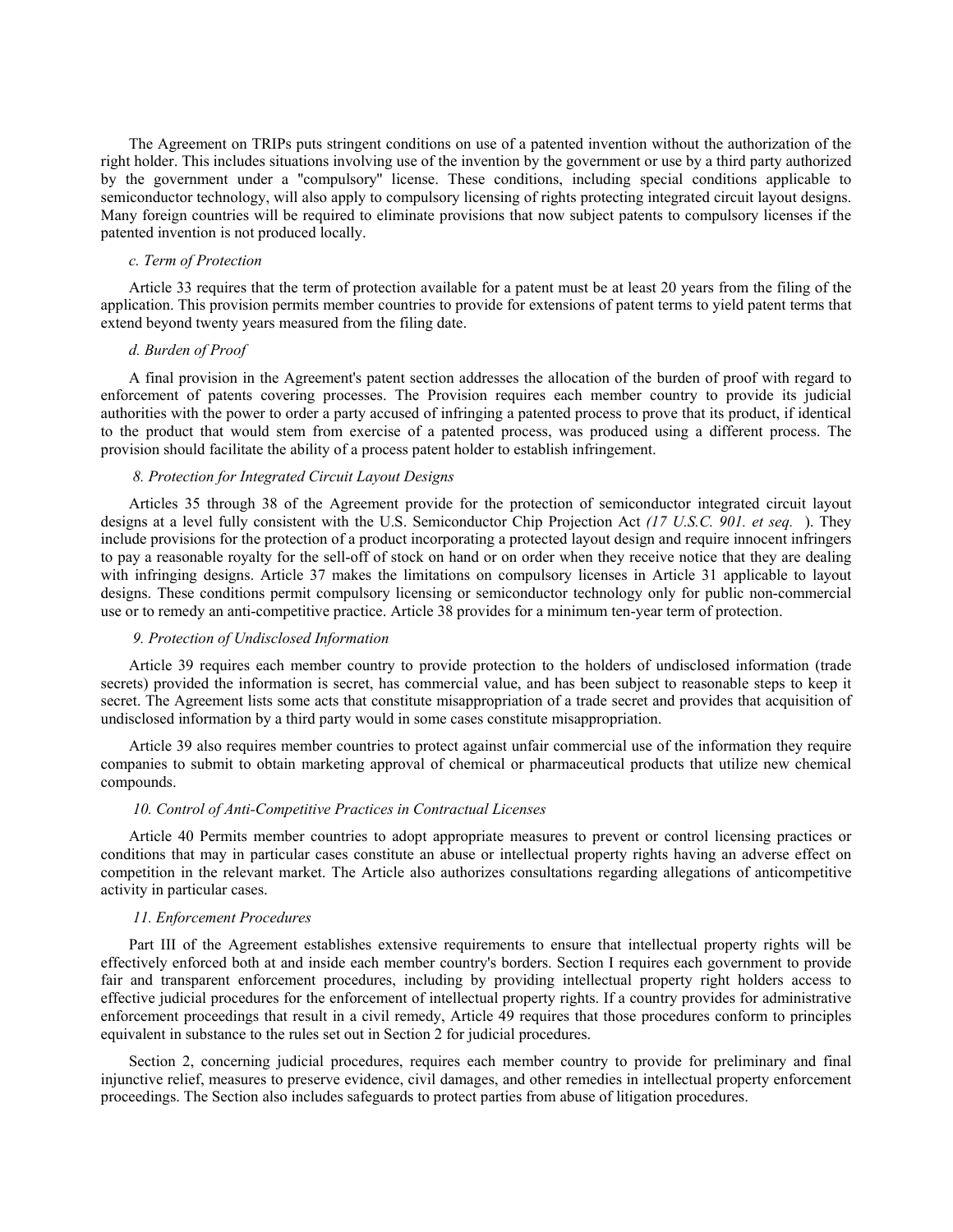The Agreement on TRIPs puts stringent conditions on use of a patented invention without the authorization of the right holder. This includes situations involving use of the invention by the government or use by a third party authorized by the government under a "compulsory" license. These conditions, including special conditions applicable to semiconductor technology, will also apply to compulsory licensing of rights protecting integrated circuit layout designs. Many foreign countries will be required to eliminate provisions that now subject patents to compulsory licenses if the patented invention is not produced locally.

*c. Term of Protection*

Article 33 requires that the term of protection available for a patent must be at least 20 years from the filing of the application. This provision permits member countries to provide for extensions of patent terms to yield patent terms that extend beyond twenty years measured from the filing date.

*d. Burden of Proof*

A final provision in the Agreement's patent section addresses the allocation of the burden of proof with regard to enforcement of patents covering processes. The Provision requires each member country to provide its judicial authorities with the power to order a party accused of infringing a patented process to prove that its product, if identical to the product that would stem from exercise of a patented process, was produced using a different process. The provision should facilitate the ability of a process patent holder to establish infringement.

*8. Protection for Integrated Circuit Layout Designs*

Articles 35 through 38 of the Agreement provide for the protection of semiconductor integrated circuit layout designs at a level fully consistent with the U.S. Semiconductor Chip Projection Act *(17 U.S.C. 901. et seq.* ). They include provisions for the protection of a product incorporating a protected layout design and require innocent infringers to pay a reasonable royalty for the sell-off of stock on hand or on order when they receive notice that they are dealing with infringing designs. Article 37 makes the limitations on compulsory licenses in Article 31 applicable to layout designs. These conditions permit compulsory licensing or semiconductor technology only for public non-commercial use or to remedy an anti-competitive practice. Article 38 provides for a minimum ten-year term of protection.

*9. Protection of Undisclosed Information*

Article 39 requires each member country to provide protection to the holders of undisclosed information (trade secrets) provided the information is secret, has commercial value, and has been subject to reasonable steps to keep it secret. The Agreement lists some acts that constitute misappropriation of a trade secret and provides that acquisition of undisclosed information by a third party would in some cases constitute misappropriation.

Article 39 also requires member countries to protect against unfair commercial use of the information they require companies to submit to obtain marketing approval of chemical or pharmaceutical products that utilize new chemical compounds.

*10. Control of Anti-Competitive Practices in Contractual Licenses*

Article 40 Permits member countries to adopt appropriate measures to prevent or control licensing practices or conditions that may in particular cases constitute an abuse or intellectual property rights having an adverse effect on competition in the relevant market. The Article also authorizes consultations regarding allegations of anticompetitive activity in particular cases.

*11. Enforcement Procedures*

Part III of the Agreement establishes extensive requirements to ensure that intellectual property rights will be effectively enforced both at and inside each member country's borders. Section I requires each government to provide fair and transparent enforcement procedures, including by providing intellectual property right holders access to effective judicial procedures for the enforcement of intellectual property rights. If a country provides for administrative enforcement proceedings that result in a civil remedy, Article 49 requires that those procedures conform to principles equivalent in substance to the rules set out in Section 2 for judicial procedures.

Section 2, concerning judicial procedures, requires each member country to provide for preliminary and final injunctive relief, measures to preserve evidence, civil damages, and other remedies in intellectual property enforcement proceedings. The Section also includes safeguards to protect parties from abuse of litigation procedures.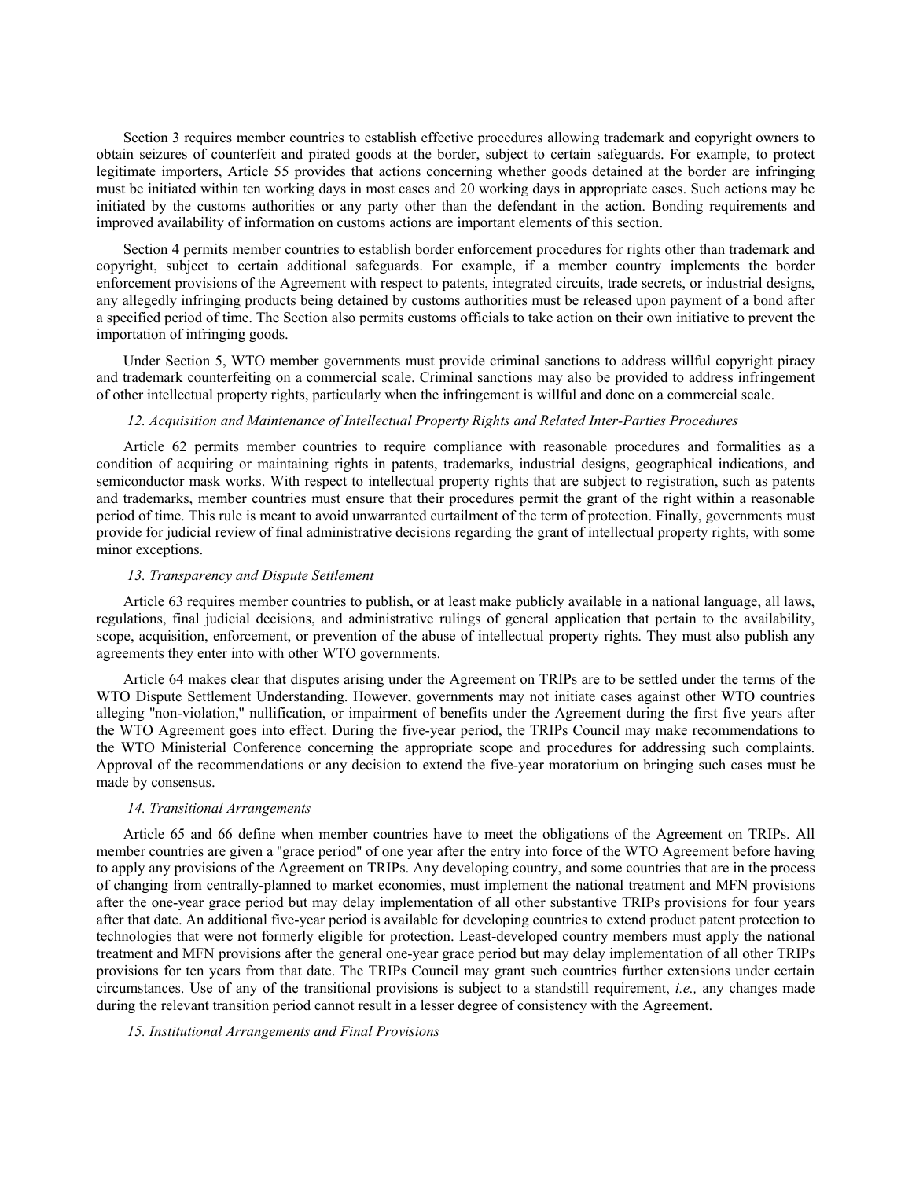Section 3 requires member countries to establish effective procedures allowing trademark and copyright owners to obtain seizures of counterfeit and pirated goods at the border, subject to certain safeguards. For example, to protect legitimate importers, Article 55 provides that actions concerning whether goods detained at the border are infringing must be initiated within ten working days in most cases and 20 working days in appropriate cases. Such actions may be initiated by the customs authorities or any party other than the defendant in the action. Bonding requirements and improved availability of information on customs actions are important elements of this section.

Section 4 permits member countries to establish border enforcement procedures for rights other than trademark and copyright, subject to certain additional safeguards. For example, if a member country implements the border enforcement provisions of the Agreement with respect to patents, integrated circuits, trade secrets, or industrial designs, any allegedly infringing products being detained by customs authorities must be released upon payment of a bond after a specified period of time. The Section also permits customs officials to take action on their own initiative to prevent the importation of infringing goods.

Under Section 5, WTO member governments must provide criminal sanctions to address willful copyright piracy and trademark counterfeiting on a commercial scale. Criminal sanctions may also be provided to address infringement of other intellectual property rights, particularly when the infringement is willful and done on a commercial scale.

*12. Acquisition and Maintenance of Intellectual Property Rights and Related Inter-Parties Procedures*

Article 62 permits member countries to require compliance with reasonable procedures and formalities as a condition of acquiring or maintaining rights in patents, trademarks, industrial designs, geographical indications, and semiconductor mask works. With respect to intellectual property rights that are subject to registration, such as patents and trademarks, member countries must ensure that their procedures permit the grant of the right within a reasonable period of time. This rule is meant to avoid unwarranted curtailment of the term of protection. Finally, governments must provide for judicial review of final administrative decisions regarding the grant of intellectual property rights, with some minor exceptions.

*13. Transparency and Dispute Settlement*

Article 63 requires member countries to publish, or at least make publicly available in a national language, all laws, regulations, final judicial decisions, and administrative rulings of general application that pertain to the availability, scope, acquisition, enforcement, or prevention of the abuse of intellectual property rights. They must also publish any agreements they enter into with other WTO governments.

Article 64 makes clear that disputes arising under the Agreement on TRIPs are to be settled under the terms of the WTO Dispute Settlement Understanding. However, governments may not initiate cases against other WTO countries alleging "non-violation," nullification, or impairment of benefits under the Agreement during the first five years after the WTO Agreement goes into effect. During the five-year period, the TRIPs Council may make recommendations to the WTO Ministerial Conference concerning the appropriate scope and procedures for addressing such complaints. Approval of the recommendations or any decision to extend the five-year moratorium on bringing such cases must be made by consensus.

*14. Transitional Arrangements*

Article 65 and 66 define when member countries have to meet the obligations of the Agreement on TRIPs. All member countries are given a "grace period" of one year after the entry into force of the WTO Agreement before having to apply any provisions of the Agreement on TRIPs. Any developing country, and some countries that are in the process of changing from centrally-planned to market economies, must implement the national treatment and MFN provisions after the one-year grace period but may delay implementation of all other substantive TRIPs provisions for four years after that date. An additional five-year period is available for developing countries to extend product patent protection to technologies that were not formerly eligible for protection. Least-developed country members must apply the national treatment and MFN provisions after the general one-year grace period but may delay implementation of all other TRIPs provisions for ten years from that date. The TRIPs Council may grant such countries further extensions under certain circumstances. Use of any of the transitional provisions is subject to a standstill requirement, *i.e.,* any changes made during the relevant transition period cannot result in a lesser degree of consistency with the Agreement.

*15. Institutional Arrangements and Final Provisions*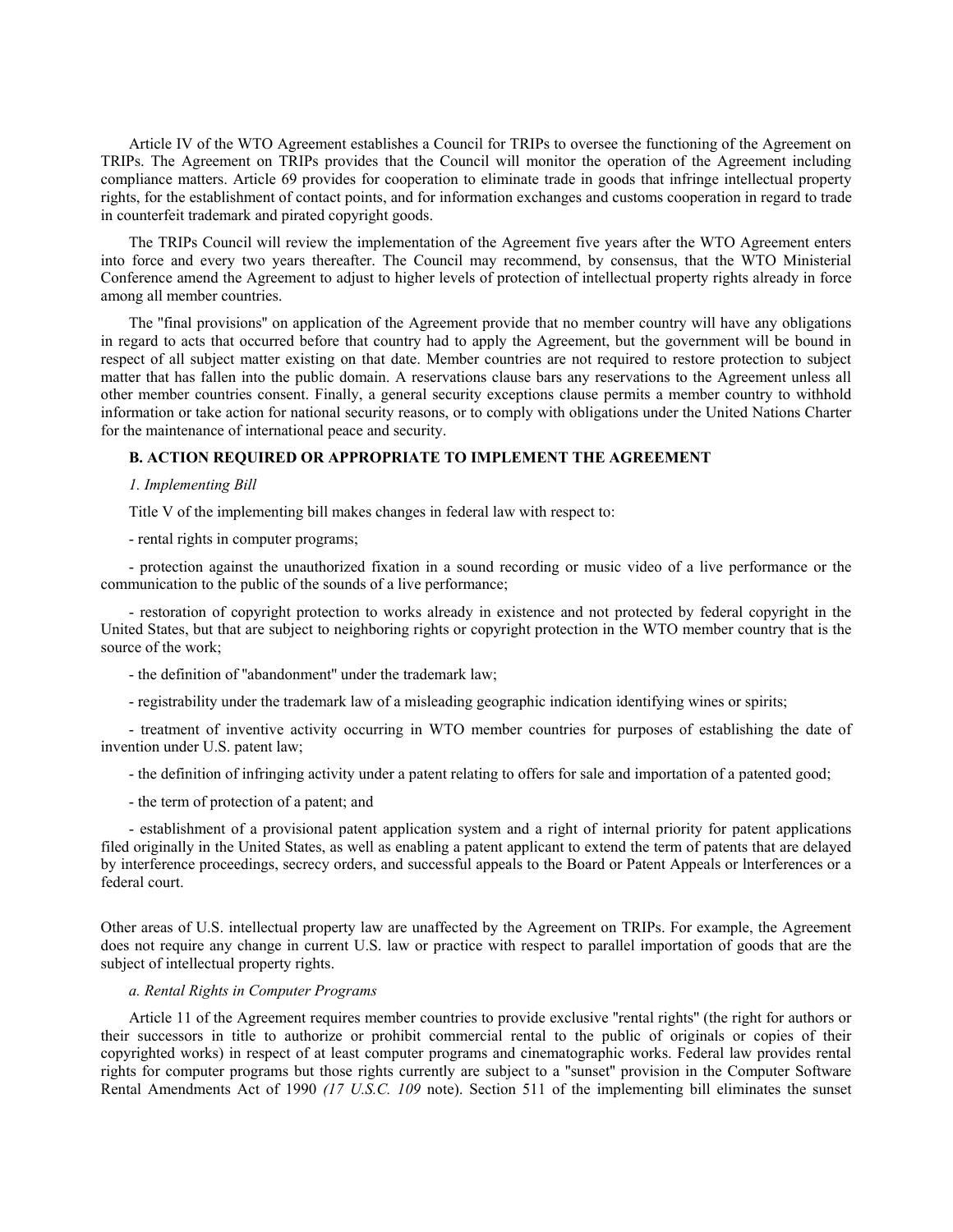Article IV of the WTO Agreement establishes a Council for TRIPs to oversee the functioning of the Agreement on TRIPs. The Agreement on TRIPs provides that the Council will monitor the operation of the Agreement including compliance matters. Article 69 provides for cooperation to eliminate trade in goods that infringe intellectual property rights, for the establishment of contact points, and for information exchanges and customs cooperation in regard to trade in counterfeit trademark and pirated copyright goods.

The TRIPs Council will review the implementation of the Agreement five years after the WTO Agreement enters into force and every two years thereafter. The Council may recommend, by consensus, that the WTO Ministerial Conference amend the Agreement to adjust to higher levels of protection of intellectual property rights already in force among all member countries.

The "final provisions" on application of the Agreement provide that no member country will have any obligations in regard to acts that occurred before that country had to apply the Agreement, but the government will be bound in respect of all subject matter existing on that date. Member countries are not required to restore protection to subject matter that has fallen into the public domain. A reservations clause bars any reservations to the Agreement unless all other member countries consent. Finally, a general security exceptions clause permits a member country to withhold information or take action for national security reasons, or to comply with obligations under the United Nations Charter for the maintenance of international peace and security.

**B. ACTION REQUIRED OR APPROPRIATE TO IMPLEMENT THE AGREEMENT**

*1. Implementing Bill*

Title V of the implementing bill makes changes in federal law with respect to:

- rental rights in computer programs;

- protection against the unauthorized fixation in a sound recording or music video of a live performance or the communication to the public of the sounds of a live performance;

- restoration of copyright protection to works already in existence and not protected by federal copyright in the United States, but that are subject to neighboring rights or copyright protection in the WTO member country that is the source of the work;

- the definition of "abandonment" under the trademark law;

- registrability under the trademark law of a misleading geographic indication identifying wines or spirits;

- treatment of inventive activity occurring in WTO member countries for purposes of establishing the date of invention under U.S. patent law;

- the definition of infringing activity under a patent relating to offers for sale and importation of a patented good;

- the term of protection of a patent; and

- establishment of a provisional patent application system and a right of internal priority for patent applications filed originally in the United States, as well as enabling a patent applicant to extend the term of patents that are delayed by interference proceedings, secrecy orders, and successful appeals to the Board or Patent Appeals or lnterferences or a federal court.

Other areas of U.S. intellectual property law are unaffected by the Agreement on TRIPs. For example, the Agreement does not require any change in current U.S. law or practice with respect to parallel importation of goods that are the subject of intellectual property rights.

*a. Rental Rights in Computer Programs*

Article 11 of the Agreement requires member countries to provide exclusive "rental rights" (the right for authors or their successors in title to authorize or prohibit commercial rental to the public of originals or copies of their copyrighted works) in respect of at least computer programs and cinematographic works. Federal law provides rental rights for computer programs but those rights currently are subject to a "sunset" provision in the Computer Software Rental Amendments Act of 1990 *(17 U.S.C. 109* note). Section 511 of the implementing bill eliminates the sunset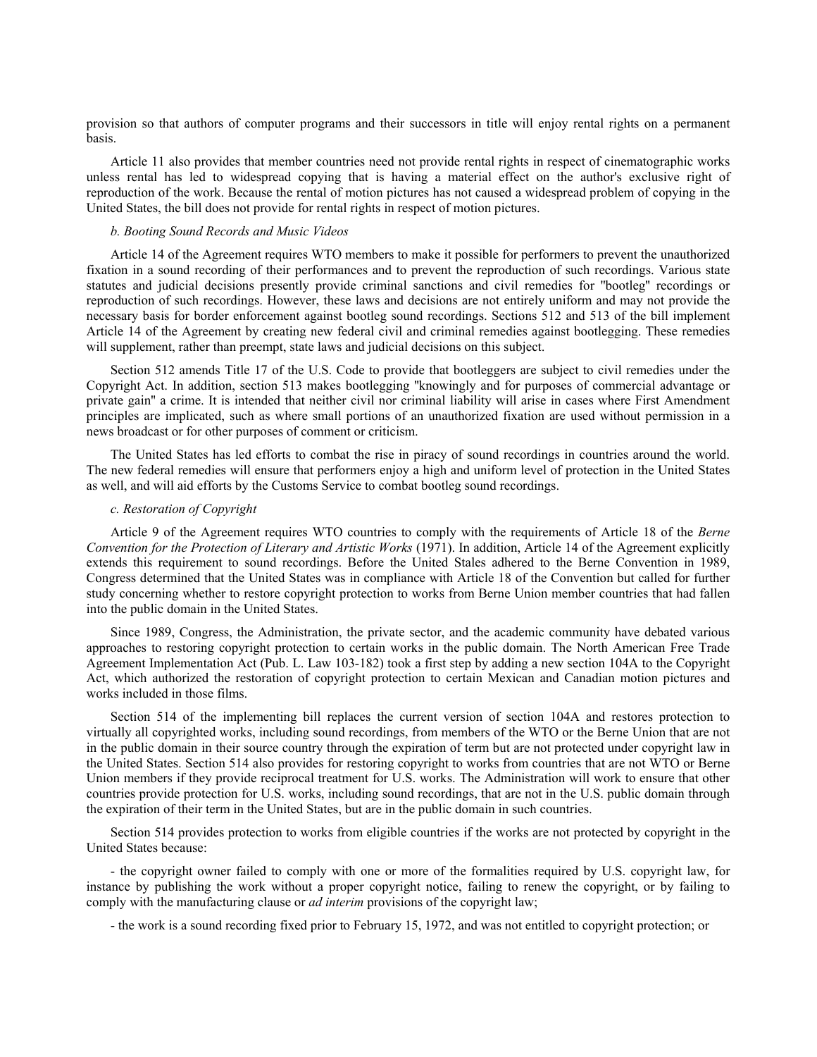provision so that authors of computer programs and their successors in title will enjoy rental rights on a permanent basis.

Article 11 also provides that member countries need not provide rental rights in respect of cinematographic works unless rental has led to widespread copying that is having a material effect on the author's exclusive right of reproduction of the work. Because the rental of motion pictures has not caused a widespread problem of copying in the United States, the bill does not provide for rental rights in respect of motion pictures.

*b. Booting Sound Records and Music Videos*

Article 14 of the Agreement requires WTO members to make it possible for performers to prevent the unauthorized fixation in a sound recording of their performances and to prevent the reproduction of such recordings. Various state statutes and judicial decisions presently provide criminal sanctions and civil remedies for "bootleg" recordings or reproduction of such recordings. However, these laws and decisions are not entirely uniform and may not provide the necessary basis for border enforcement against bootleg sound recordings. Sections 512 and 513 of the bill implement Article 14 of the Agreement by creating new federal civil and criminal remedies against bootlegging. These remedies will supplement, rather than preempt, state laws and judicial decisions on this subject.

Section 512 amends Title 17 of the U.S. Code to provide that bootleggers are subject to civil remedies under the Copyright Act. In addition, section 513 makes bootlegging "knowingly and for purposes of commercial advantage or private gain" a crime. It is intended that neither civil nor criminal liability will arise in cases where First Amendment principles are implicated, such as where small portions of an unauthorized fixation are used without permission in a news broadcast or for other purposes of comment or criticism.

The United States has led efforts to combat the rise in piracy of sound recordings in countries around the world. The new federal remedies will ensure that performers enjoy a high and uniform level of protection in the United States as well, and will aid efforts by the Customs Service to combat bootleg sound recordings.

*c. Restoration of Copyright*

Article 9 of the Agreement requires WTO countries to comply with the requirements of Article 18 of the *Berne Convention for the Protection of Literary and Artistic Works* (1971). In addition, Article 14 of the Agreement explicitly extends this requirement to sound recordings. Before the United States adhered to the Berne Convention in 1989, Congress determined that the United States was in compliance with Article 18 of the Convention but called for further study concerning whether to restore copyright protection to works from Berne Union member countries that had fallen into the public domain in the United States.

Since 1989, Congress, the Administration, the private sector, and the academic community have debated various approaches to restoring copyright protection to certain works in the public domain. The North American Free Trade Agreement Implementation Act (Pub. L. Law 103-182) took a first step by adding a new section 104A to the Copyright Act, which authorized the restoration of copyright protection to certain Mexican and Canadian motion pictures and works included in those films.

Section 514 of the implementing bill replaces the current version of section 104A and restores protection to virtually all copyrighted works, including sound recordings, from members of the WTO or the Berne Union that are not in the public domain in their source country through the expiration of term but are not protected under copyright law in the United States. Section 514 also provides for restoring copyright to works from countries that are not WTO or Berne Union members if they provide reciprocal treatment for U.S. works. The Administration will work to ensure that other countries provide protection for U.S. works, including sound recordings, that are not in the U.S. public domain through the expiration of their term in the United States, but are in the public domain in such countries.

Section 514 provides protection to works from eligible countries if the works are not protected by copyright in the United States because:

- the copyright owner failed to comply with one or more of the formalities required by U.S. copyright law, for instance by publishing the work without a proper copyright notice, failing to renew the copyright, or by failing to comply with the manufacturing clause or *ad interim* provisions of the copyright law;

- the work is a sound recording fixed prior to February 15, 1972, and was not entitled to copyright protection; or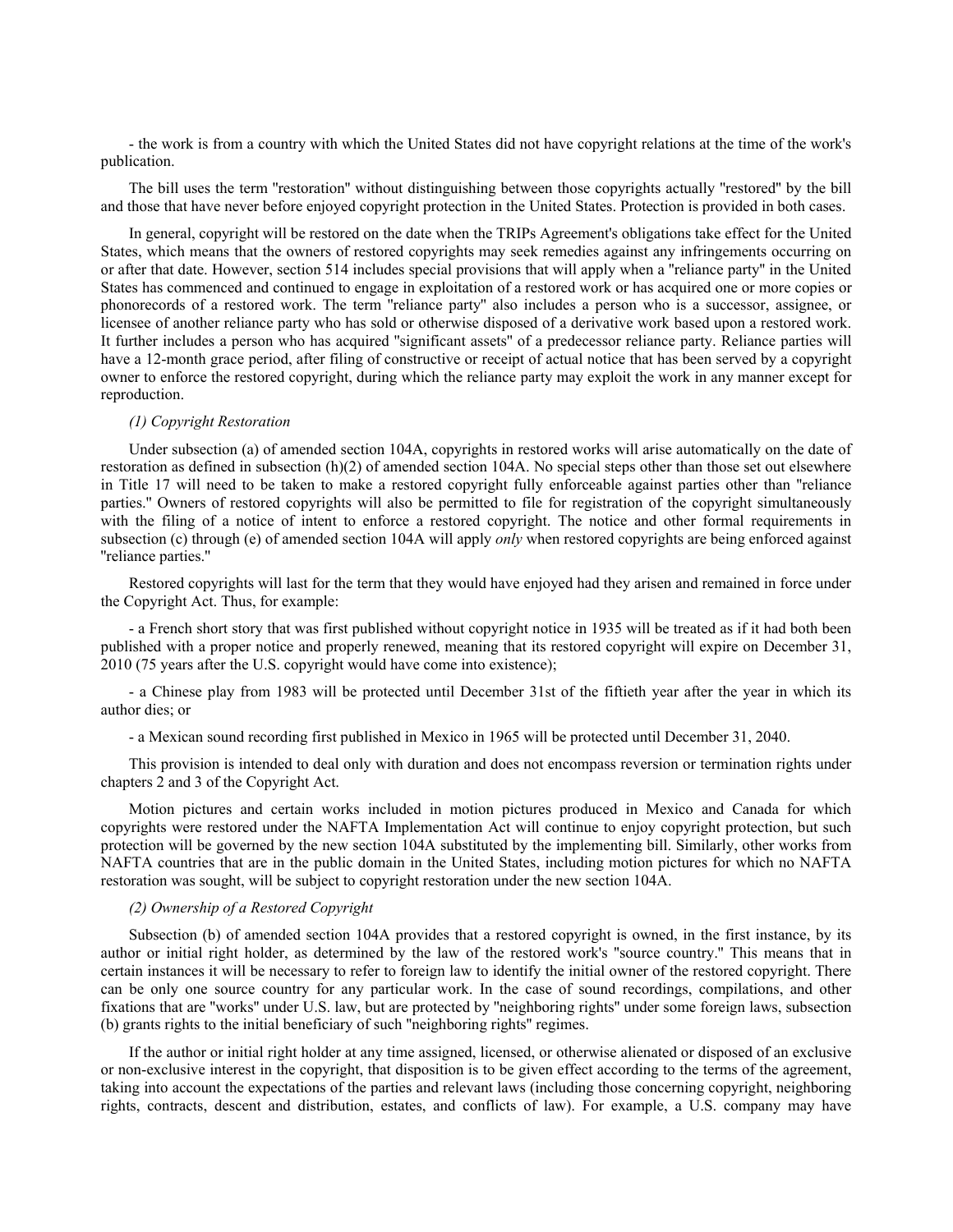- the work is from a country with which the United States did not have copyright relations at the time of the work's publication.

The bill uses the term "restoration" without distinguishing between those copyrights actually "restored" by the bill and those that have never before enjoyed copyright protection in the United States. Protection is provided in both cases.

In general, copyright will be restored on the date when the TRIPs Agreement's obligations take effect for the United States, which means that the owners of restored copyrights may seek remedies against any infringements occurring on or after that date. However, section 514 includes special provisions that will apply when a "reliance party" in the United States has commenced and continued to engage in exploitation of a restored work or has acquired one or more copies or phonorecords of a restored work. The term "reliance party" also includes a person who is a successor, assignee, or licensee of another reliance party who has sold or otherwise disposed of a derivative work based upon a restored work. It further includes a person who has acquired "significant assets" of a predecessor reliance party. Reliance parties will have a 12-month grace period, after filing of constructive or receipt of actual notice that has been served by a copyright owner to enforce the restored copyright, during which the reliance party may exploit the work in any manner except for reproduction.

*(1) Copyright Restoration*

Under subsection (a) of amended section 104A, copyrights in restored works will arise automatically on the date of restoration as defined in subsection (h)(2) of amended section 104A. No special steps other than those set out elsewhere in Title 17 will need to be taken to make a restored copyright fully enforceable against parties other than "reliance parties." Owners of restored copyrights will also be permitted to file for registration of the copyright simultaneously with the filing of a notice of intent to enforce a restored copyright. The notice and other formal requirements in subsection (c) through (e) of amended section 104A will apply *only* when restored copyrights are being enforced against "reliance parties."

Restored copyrights will last for the term that they would have enjoyed had they arisen and remained in force under the Copyright Act. Thus, for example:

- a French short story that was first published without copyright notice in 1935 will be treated as if it had both been published with a proper notice and properly renewed, meaning that its restored copyright will expire on December 31, 2010 (75 years after the U.S. copyright would have come into existence);

- a Chinese play from 1983 will be protected until December 31st of the fiftieth year after the year in which its author dies; or

- a Mexican sound recording first published in Mexico in 1965 will be protected until December 31, 2040.

This provision is intended to deal only with duration and does not encompass reversion or termination rights under chapters 2 and 3 of the Copyright Act.

Motion pictures and certain works included in motion pictures produced in Mexico and Canada for which copyrights were restored under the NAFTA Implementation Act will continue to enjoy copyright protection, but such protection will be governed by the new section 104A substituted by the implementing bill. Similarly, other works from NAFTA countries that are in the public domain in the United States, including motion pictures for which no NAFTA restoration was sought, will be subject to copyright restoration under the new section 104A.

*(2) Ownership of a Restored Copyright*

Subsection (b) of amended section 104A provides that a restored copyright is owned, in the first instance, by its author or initial right holder, as determined by the law of the restored work's "source country." This means that in certain instances it will be necessary to refer to foreign law to identify the initial owner of the restored copyright. There can be only one source country for any particular work. In the case of sound recordings, compilations, and other fixations that are "works" under U.S. law, but are protected by "neighboring rights" under some foreign laws, subsection (b) grants rights to the initial beneficiary of such "neighboring rights" regimes.

If the author or initial right holder at any time assigned, licensed, or otherwise alienated or disposed of an exclusive or non-exclusive interest in the copyright, that disposition is to be given effect according to the terms of the agreement, taking into account the expectations of the parties and relevant laws (including those concerning copyright, neighboring rights, contracts, descent and distribution, estates, and conflicts of law). For example, a U.S. company may have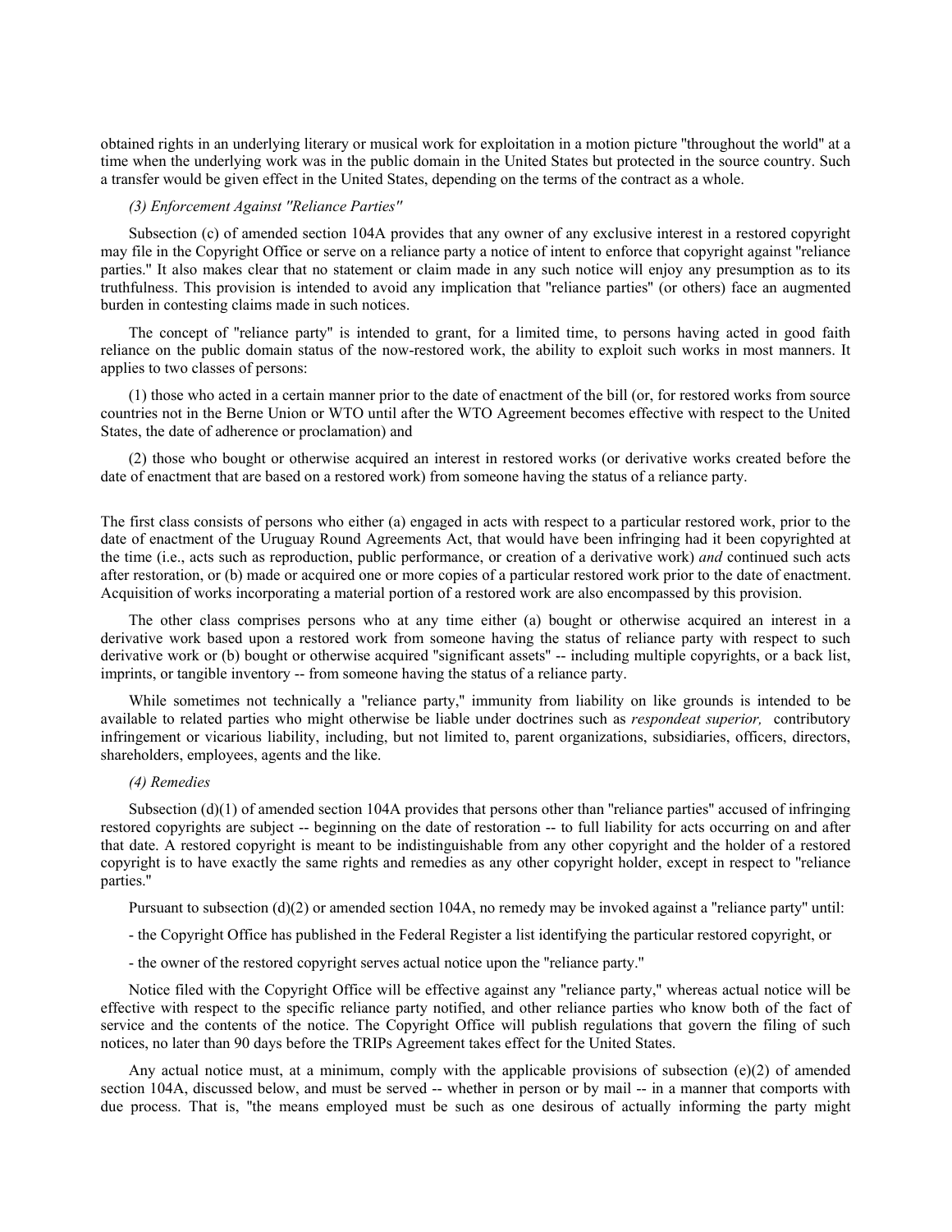obtained rights in an underlying literary or musical work for exploitation in a motion picture "throughout the world" at a time when the underlying work was in the public domain in the United States but protected in the source country. Such a transfer would be given effect in the United States, depending on the terms of the contract as a whole.

*(3) Enforcement Against "Reliance Parties"*

Subsection (c) of amended section 104A provides that any owner of any exclusive interest in a restored copyright may file in the Copyright Office or serve on a reliance party a notice of intent to enforce that copyright against "reliance parties." It also makes clear that no statement or claim made in any such notice will enjoy any presumption as to its truthfulness. This provision is intended to avoid any implication that "reliance parties" (or others) face an augmented burden in contesting claims made in such notices.

The concept of "reliance party" is intended to grant, for a limited time, to persons having acted in good faith reliance on the public domain status of the now-restored work, the ability to exploit such works in most manners. It applies to two classes of persons:

(1) those who acted in a certain manner prior to the date of enactment of the bill (or, for restored works from source countries not in the Berne Union or WTO until after the WTO Agreement becomes effective with respect to the United States, the date of adherence or proclamation) and

(2) those who bought or otherwise acquired an interest in restored works (or derivative works created before the date of enactment that are based on a restored work) from someone having the status of a reliance party.

The first class consists of persons who either (a) engaged in acts with respect to a particular restored work, prior to the date of enactment of the Uruguay Round Agreements Act, that would have been infringing had it been copyrighted at the time (i.e., acts such as reproduction, public performance, or creation of a derivative work) *and* continued such acts after restoration, or (b) made or acquired one or more copies of a particular restored work prior to the date of enactment. Acquisition of works incorporating a material portion of a restored work are also encompassed by this provision.

The other class comprises persons who at any time either (a) bought or otherwise acquired an interest in a derivative work based upon a restored work from someone having the status of reliance party with respect to such derivative work or (b) bought or otherwise acquired "significant assets" -- including multiple copyrights, or a back list, imprints, or tangible inventory -- from someone having the status of a reliance party.

While sometimes not technically a "reliance party," immunity from liability on like grounds is intended to be available to related parties who might otherwise be liable under doctrines such as *respondeat superior,* contributory infringement or vicarious liability, including, but not limited to, parent organizations, subsidiaries, officers, directors, shareholders, employees, agents and the like.

*(4) Remedies*

Subsection (d)(1) of amended section 104A provides that persons other than "reliance parties" accused of infringing restored copyrights are subject -- beginning on the date of restoration -- to full liability for acts occurring on and after that date. A restored copyright is meant to be indistinguishable from any other copyright and the holder of a restored copyright is to have exactly the same rights and remedies as any other copyright holder, except in respect to "reliance parties."

Pursuant to subsection (d)(2) or amended section 104A, no remedy may be invoked against a "reliance party" until:

- the Copyright Office has published in the Federal Register a list identifying the particular restored copyright, or

- the owner of the restored copyright serves actual notice upon the "reliance party."

Notice filed with the Copyright Office will be effective against any "reliance party," whereas actual notice will be effective with respect to the specific reliance party notified, and other reliance parties who know both of the fact of service and the contents of the notice. The Copyright Office will publish regulations that govern the filing of such notices, no later than 90 days before the TRIPs Agreement takes effect for the United States.

Any actual notice must, at a minimum, comply with the applicable provisions of subsection (e)(2) of amended section 104A, discussed below, and must be served -- whether in person or by mail -- in a manner that comports with due process. That is, "the means employed must be such as one desirous of actually informing the party might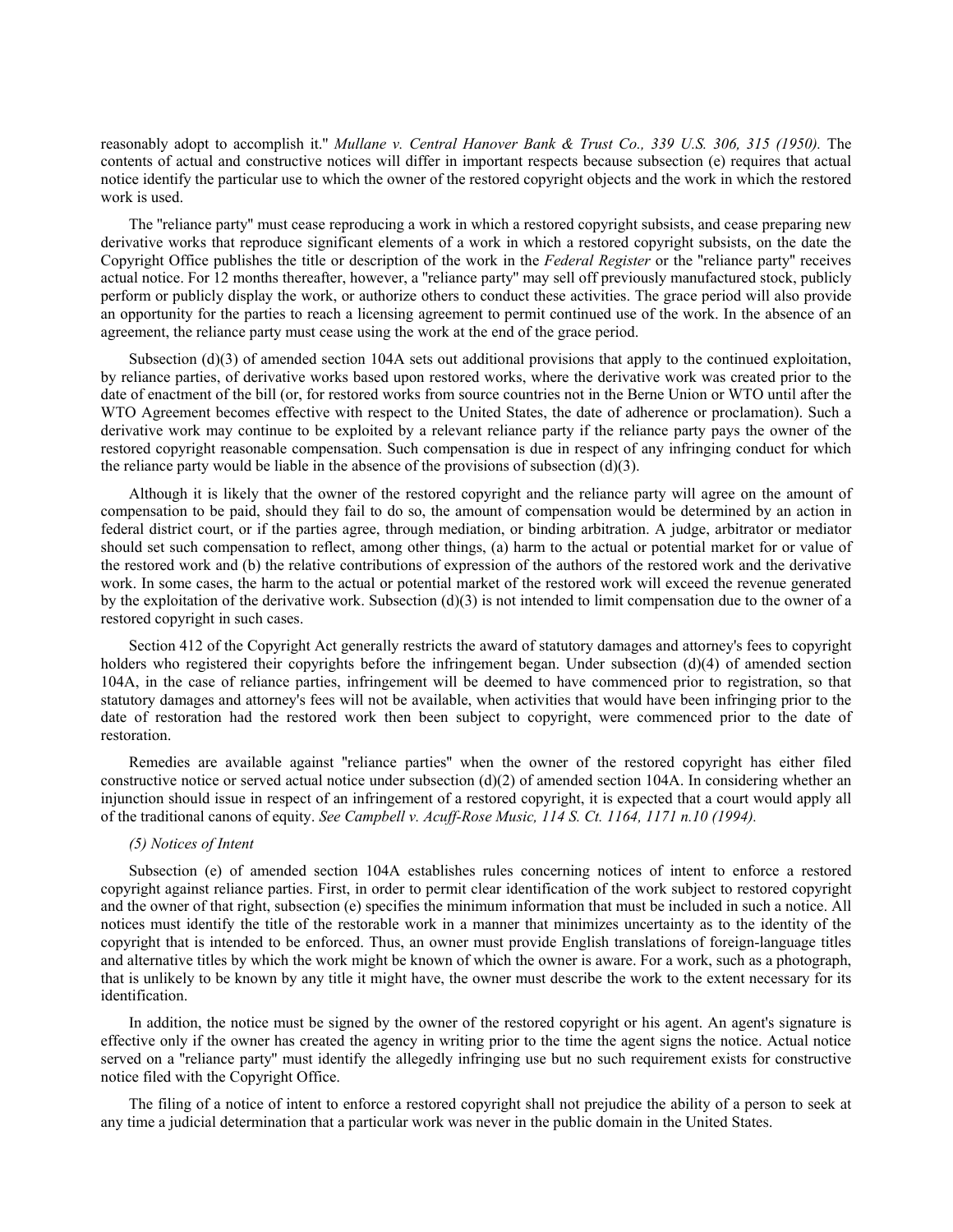reasonably adopt to accomplish it." *Mullane v. Central Hanover Bank & Trust Co., 339 U.S. 306, 315 (1950).* The contents of actual and constructive notices will differ in important respects because subsection (e) requires that actual notice identify the particular use to which the owner of the restored copyright objects and the work in which the restored work is used.

The "reliance party" must cease reproducing a work in which a restored copyright subsists, and cease preparing new derivative works that reproduce significant elements of a work in which a restored copyright subsists, on the date the Copyright Office publishes the title or description of the work in the *Federal Register* or the "reliance party" receives actual notice. For 12 months thereafter, however, a "reliance party" may sell off previously manufactured stock, publicly perform or publicly display the work, or authorize others to conduct these activities. The grace period will also provide an opportunity for the parties to reach a licensing agreement to permit continued use of the work. In the absence of an agreement, the reliance party must cease using the work at the end of the grace period.

Subsection (d)(3) of amended section 104A sets out additional provisions that apply to the continued exploitation, by reliance parties, of derivative works based upon restored works, where the derivative work was created prior to the date of enactment of the bill (or, for restored works from source countries not in the Berne Union or WTO until after the WTO Agreement becomes effective with respect to the United States, the date of adherence or proclamation). Such a derivative work may continue to be exploited by a relevant reliance party if the reliance party pays the owner of the restored copyright reasonable compensation. Such compensation is due in respect of any infringing conduct for which the reliance party would be liable in the absence of the provisions of subsection (d)(3).

Although it is likely that the owner of the restored copyright and the reliance party will agree on the amount of compensation to be paid, should they fail to do so, the amount of compensation would be determined by an action in federal district court, or if the parties agree, through mediation, or binding arbitration. A judge, arbitrator or mediator should set such compensation to reflect, among other things, (a) harm to the actual or potential market for or value of the restored work and (b) the relative contributions of expression of the authors of the restored work and the derivative work. In some cases, the harm to the actual or potential market of the restored work will exceed the revenue generated by the exploitation of the derivative work. Subsection (d)(3) is not intended to limit compensation due to the owner of a restored copyright in such cases.

Section 412 of the Copyright Act generally restricts the award of statutory damages and attorney's fees to copyright holders who registered their copyrights before the infringement began. Under subsection (d)(4) of amended section 104A, in the case of reliance parties, infringement will be deemed to have commenced prior to registration, so that statutory damages and attorney's fees will not be available, when activities that would have been infringing prior to the date of restoration had the restored work then been subject to copyright, were commenced prior to the date of restoration.

Remedies are available against "reliance parties" when the owner of the restored copyright has either filed constructive notice or served actual notice under subsection (d)(2) of amended section 104A. In considering whether an injunction should issue in respect of an infringement of a restored copyright, it is expected that a court would apply all of the traditional canons of equity. *See Campbell v. Acuff-Rose Music, 114 S. Ct. 1164, 1171 n.10 (1994).*

*(5) Notices of Intent*

Subsection (e) of amended section 104A establishes rules concerning notices of intent to enforce a restored copyright against reliance parties. First, in order to permit clear identification of the work subject to restored copyright and the owner of that right, subsection (e) specifies the minimum information that must be included in such a notice. All notices must identify the title of the restorable work in a manner that minimizes uncertainty as to the identity of the copyright that is intended to be enforced. Thus, an owner must provide English translations of foreign-language titles and alternative titles by which the work might be known of which the owner is aware. For a work, such as a photograph, that is unlikely to be known by any title it might have, the owner must describe the work to the extent necessary for its identification.

In addition, the notice must be signed by the owner of the restored copyright or his agent. An agent's signature is effective only if the owner has created the agency in writing prior to the time the agent signs the notice. Actual notice served on a "reliance party" must identify the allegedly infringing use but no such requirement exists for constructive notice filed with the Copyright Office.

The filing of a notice of intent to enforce a restored copyright shall not prejudice the ability of a person to seek at any time a judicial determination that a particular work was never in the public domain in the United States.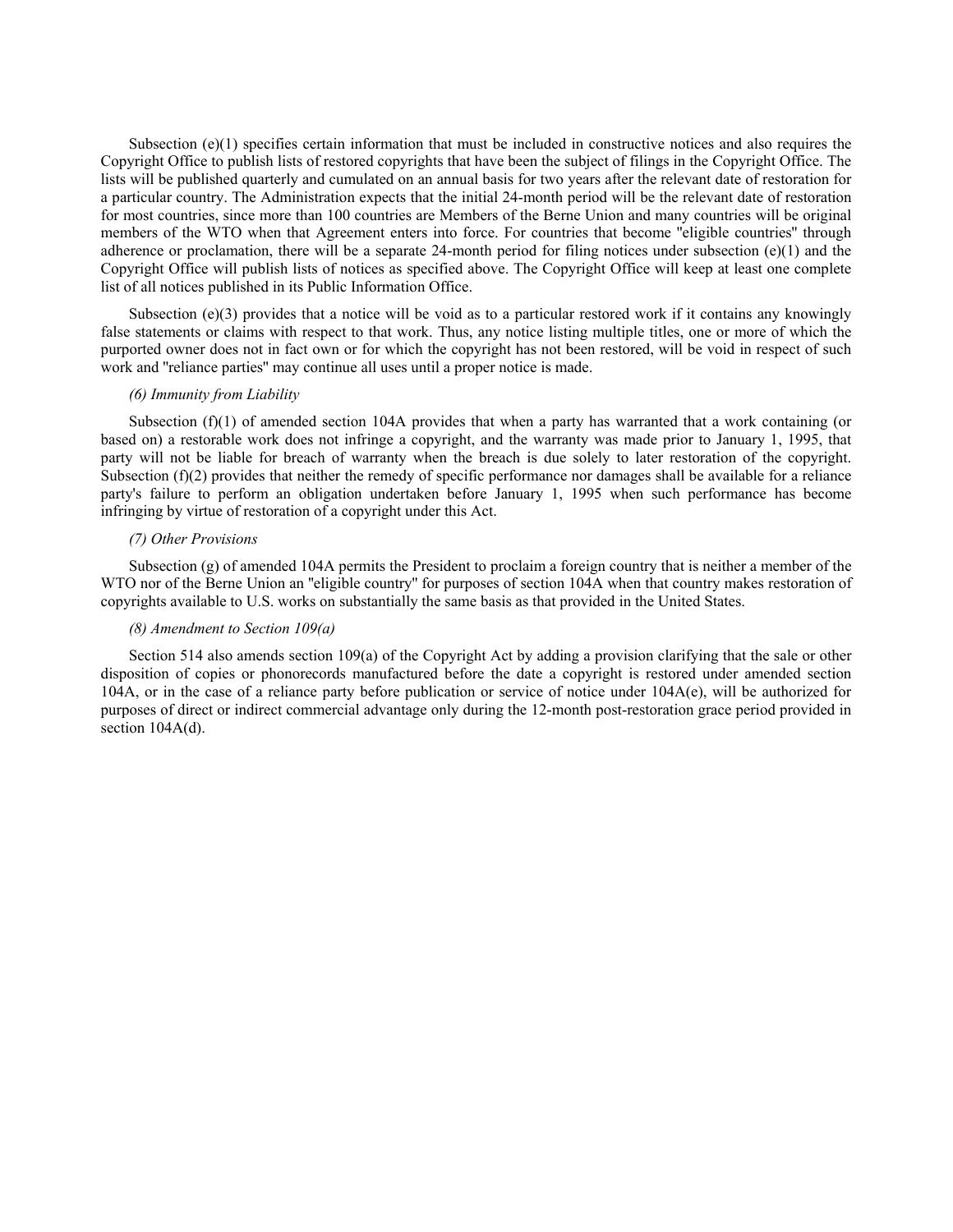Subsection (e)(1) specifies certain information that must be included in constructive notices and also requires the Copyright Office to publish lists of restored copyrights that have been the subject of filings in the Copyright Office. The lists will be published quarterly and cumulated on an annual basis for two years after the relevant date of restoration for a particular country. The Administration expects that the initial 24-month period will be the relevant date of restoration for most countries, since more than 100 countries are Members of the Berne Union and many countries will be original members of the WTO when that Agreement enters into force. For countries that become "eligible countries" through adherence or proclamation, there will be a separate 24-month period for filing notices under subsection (e)(1) and the Copyright Office will publish lists of notices as specified above. The Copyright Office will keep at least one complete list of all notices published in its Public Information Office.

Subsection (e)(3) provides that a notice will be void as to a particular restored work if it contains any knowingly false statements or claims with respect to that work. Thus, any notice listing multiple titles, one or more of which the purported owner does not in fact own or for which the copyright has not been restored, will be void in respect of such work and "reliance parties" may continue all uses until a proper notice is made.

*(6) Immunity from Liability*

Subsection (f)(1) of amended section 104A provides that when a party has warranted that a work containing (or based on) a restorable work does not infringe a copyright, and the warranty was made prior to January 1, 1995, that party will not be liable for breach of warranty when the breach is due solely to later restoration of the copyright. Subsection (f)(2) provides that neither the remedy of specific performance nor damages shall be available for a reliance party's failure to perform an obligation undertaken before January 1, 1995 when such performance has become infringing by virtue of restoration of a copyright under this Act.

*(7) Other Provisions*

Subsection (g) of amended 104A permits the President to proclaim a foreign country that is neither a member of the WTO nor of the Berne Union an "eligible country" for purposes of section 104A when that country makes restoration of copyrights available to U.S. works on substantially the same basis as that provided in the United States.

*(8) Amendment to Section 109(a)*

Section 514 also amends section 109(a) of the Copyright Act by adding a provision clarifying that the sale or other disposition of copies or phonorecords manufactured before the date a copyright is restored under amended section 104A, or in the case of a reliance party before publication or service of notice under 104A(e), will be authorized for purposes of direct or indirect commercial advantage only during the 12-month post-restoration grace period provided in section 104A(d).